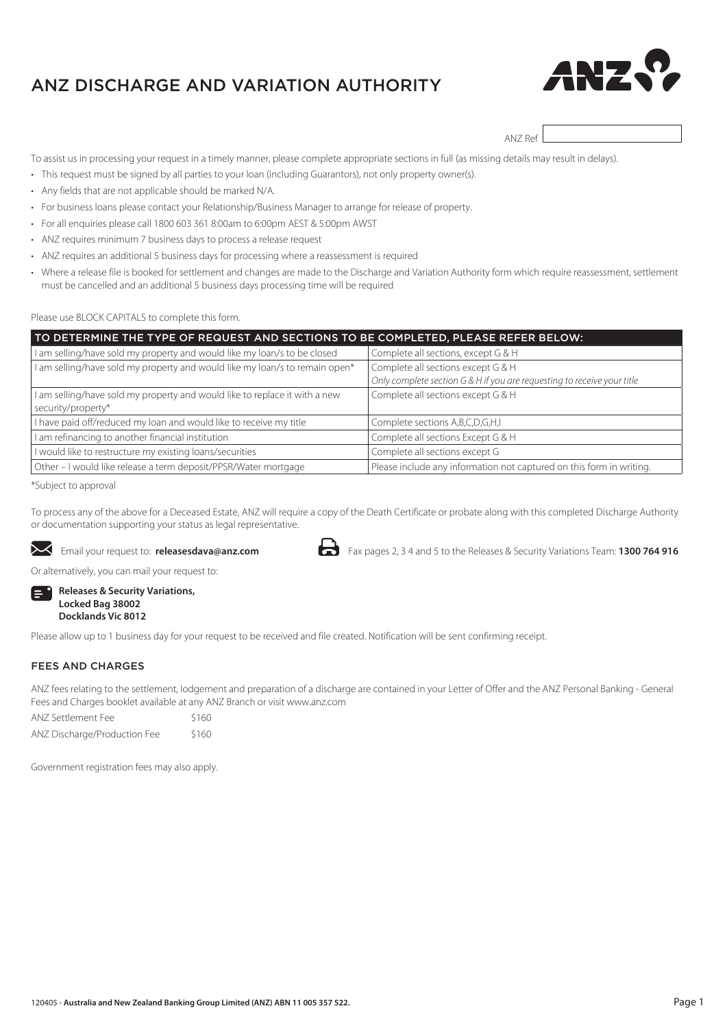# ANZ DISCHARGE AND VARIATION AUTHORITY

ANZ Ref

To assist us in processing your request in a timely manner, please complete appropriate sections in full (as missing details may result in delays).

- This request must be signed by all parties to your loan (including Guarantors), not only property owner(s).
- Any fields that are not applicable should be marked N/A.
- For business loans please contact your Relationship/Business Manager to arrange for release of property.
- For all enquiries please call 1800 603 361 8:00am to 6:00pm AEST & 5:00pm AWST
- ANZ requires minimum 7 business days to process a release request
- ANZ requires an additional 5 business days for processing where a reassessment is required
- Where a release file is booked for settlement and changes are made to the Discharge and Variation Authority form which require reassessment, settlement must be cancelled and an additional 5 business days processing time will be required

Please use BLOCK CAPITALS to complete this form.

| TO DETERMINE THE TYPE OF REQUEST AND SECTIONS TO BE COMPLETED, PLEASE REFER BELOW: | |
|---|---|
| I am selling/have sold my property and would like my loan/s to be closed | Complete all sections, except G & H |
| I am selling/have sold my property and would like my loan/s to remain open* | Complete all sections except G & H<br>*Only complete section G & H if you are requesting to receive your title* |
| I am selling/have sold my property and would like to replace it with a new security/property* | Complete all sections except G & H |
| I have paid off/reduced my loan and would like to receive my title | Complete sections A,B,C,D,G,H,I |
| I am refinancing to another financial institution | Complete all sections Except G & H |
| I would like to restructure my existing loans/securities | Complete all sections except G |
| Other – I would like release a term deposit/PPSR/Water mortgage | Please include any information not captured on this form in writing. |

*Subject to approval

To process any of the above for a Deceased Estate, ANZ will require a copy of the Death Certificate or probate along with this completed Discharge Authority or documentation supporting your status as legal representative.

Email your request to: **releasesdava@anz.com**

Fax pages 2, 3 4 and 5 to the Releases & Security Variations Team: **1300 764 916**

Or alternatively, you can mail your request to:

**Releases & Security Variations,**
**Locked Bag 38002**
**Docklands Vic 8012**

Please allow up to 1 business day for your request to be received and file created. Notification will be sent confirming receipt.

## FEES AND CHARGES

ANZ fees relating to the settlement, lodgement and preparation of a discharge are contained in your Letter of Offer and the ANZ Personal Banking - General Fees and Charges booklet available at any ANZ Branch or visit www.anz.com

| | |
|---|---|
| ANZ Settlement Fee | $160 |
| ANZ Discharge/Production Fee | $160 |

Government registration fees may also apply.

120405 - **Australia and New Zealand Banking Group Limited (ANZ) ABN 11 005 357 522.**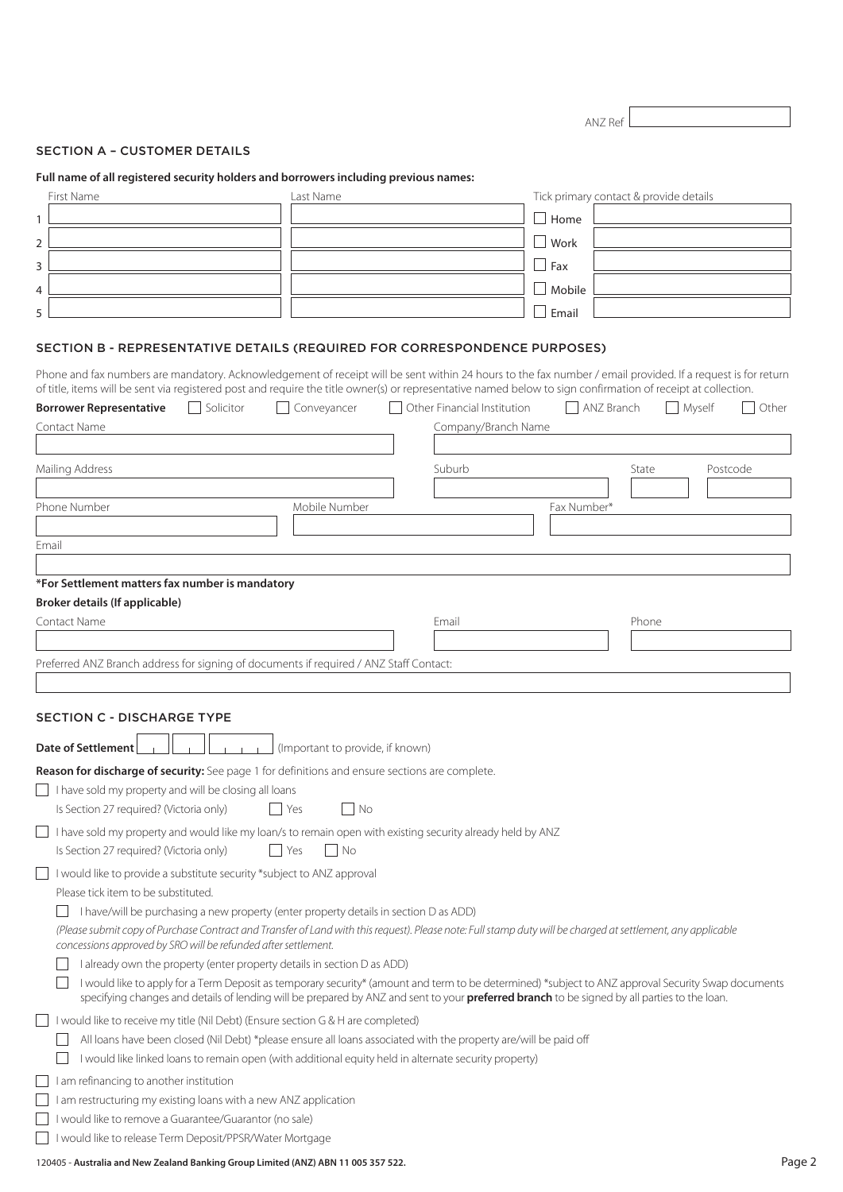ANZ Ref

## SECTION A – CUSTOMER DETAILS

**Full name of all registered security holders and borrowers including previous names:**

| | First Name | Last Name | Tick primary contact & provide details | |
|---|---|---|---|---|
| 1 | | | ☐ Home | |
| 2 | | | ☐ Work | |
| 3 | | | ☐ Fax | |
| 4 | | | ☐ Mobile | |
| 5 | | | ☐ Email | |

## SECTION B - REPRESENTATIVE DETAILS (REQUIRED FOR CORRESPONDENCE PURPOSES)

Phone and fax numbers are mandatory. Acknowledgement of receipt will be sent within 24 hours to the fax number / email provided. If a request is for return of title, items will be sent via registered post and require the title owner(s) or representative named below to sign confirmation of receipt at collection.

**Borrower Representative** ☐ Solicitor ☐ Conveyancer ☐ Other Financial Institution ☐ ANZ Branch ☐ Myself ☐ Other

Contact Name

Company/Branch Name

Mailing Address

Suburb

State

Postcode

Phone Number

Mobile Number

Fax Number*

Email

**\*For Settlement matters fax number is mandatory**

**Broker details (If applicable)**

Contact Name

Email

Phone

Preferred ANZ Branch address for signing of documents if required / ANZ Staff Contact:

## SECTION C - DISCHARGE TYPE

**Date of Settlement** ☐☐ ☐☐ ☐☐☐☐ (Important to provide, if known)

**Reason for discharge of security:** See page 1 for definitions and ensure sections are complete.

- ☐ I have sold my property and will be closing all loans
  Is Section 27 required? (Victoria only) ☐ Yes ☐ No
- ☐ I have sold my property and would like my loan/s to remain open with existing security already held by ANZ
  Is Section 27 required? (Victoria only) ☐ Yes ☐ No
- ☐ I would like to provide a substitute security *subject to ANZ approval
  Please tick item to be substituted.
  - ☐ I have/will be purchasing a new property (enter property details in section D as ADD)
    *(Please submit copy of Purchase Contract and Transfer of Land with this request). Please note: Full stamp duty will be charged at settlement, any applicable concessions approved by SRO will be refunded after settlement.*
  - ☐ I already own the property (enter property details in section D as ADD)
  - ☐ I would like to apply for a Term Deposit as temporary security* (amount and term to be determined) *subject to ANZ approval Security Swap documents specifying changes and details of lending will be prepared by ANZ and sent to your **preferred branch** to be signed by all parties to the loan.
- ☐ I would like to receive my title (Nil Debt) (Ensure section G & H are completed)
  - ☐ All loans have been closed (Nil Debt) *please ensure all loans associated with the property are/will be paid off
  - ☐ I would like linked loans to remain open (with additional equity held in alternate security property)
- ☐ I am refinancing to another institution
- ☐ I am restructuring my existing loans with a new ANZ application
- ☐ I would like to remove a Guarantee/Guarantor (no sale)
- ☐ I would like to release Term Deposit/PPSR/Water Mortgage

120405 - **Australia and New Zealand Banking Group Limited (ANZ) ABN 11 005 357 522.**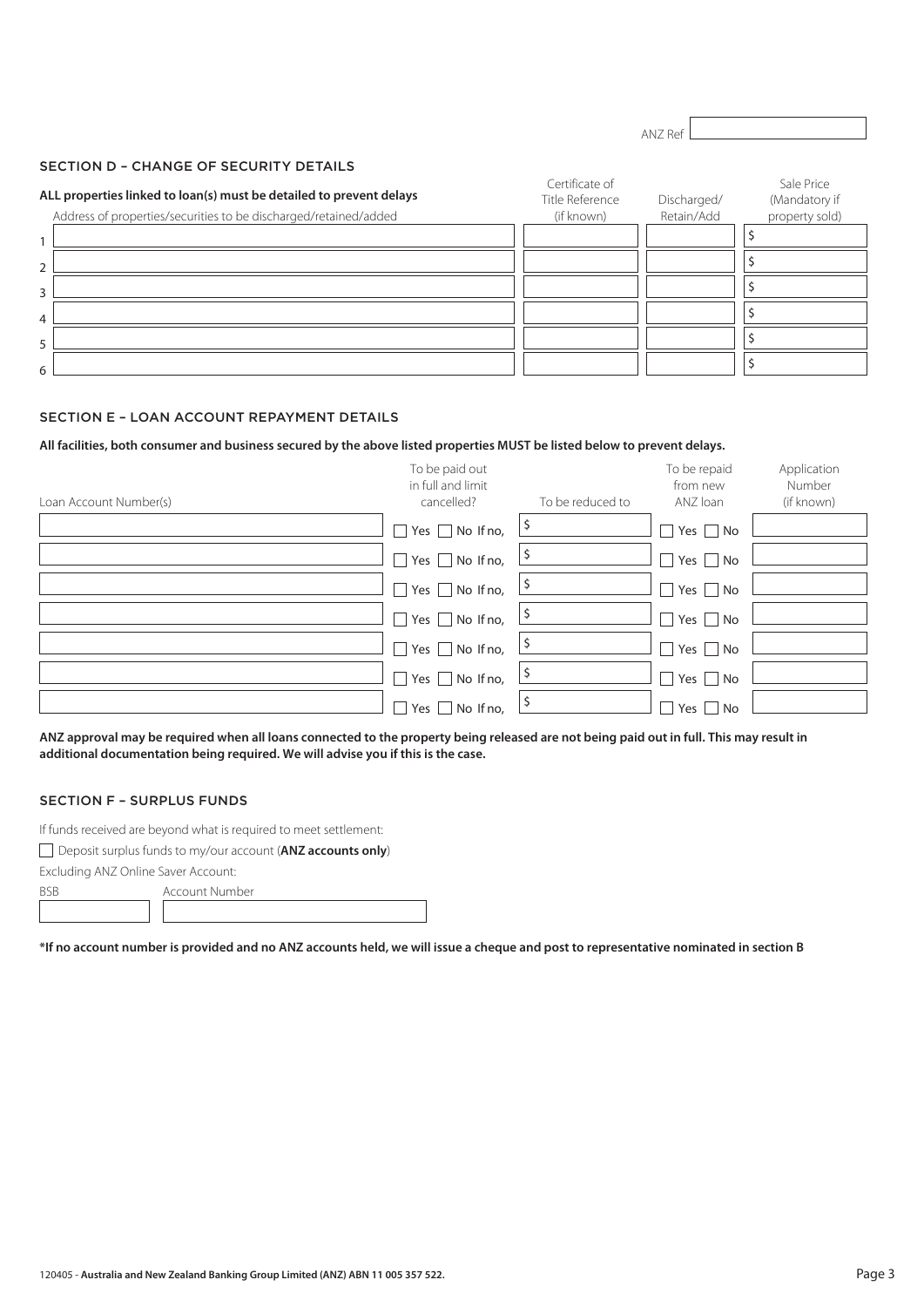ANZ Ref

## SECTION D – CHANGE OF SECURITY DETAILS

| | **ALL properties linked to loan(s) must be detailed to prevent delays**<br>Address of properties/securities to be discharged/retained/added | Certificate of Title Reference (if known) | Discharged/ Retain/Add | Sale Price (Mandatory if property sold) |
|---|---|---|---|---|
| 1 | | | | $ |
| 2 | | | | $ |
| 3 | | | | $ |
| 4 | | | | $ |
| 5 | | | | $ |
| 6 | | | | $ |

## SECTION E – LOAN ACCOUNT REPAYMENT DETAILS

**All facilities, both consumer and business secured by the above listed properties MUST be listed below to prevent delays.**

| Loan Account Number(s) | To be paid out in full and limit cancelled? | To be reduced to | To be repaid from new ANZ loan | Application Number (if known) |
|---|---|---|---|---|
| | ☐ Yes ☐ No If no, | $ | ☐ Yes ☐ No | |
| | ☐ Yes ☐ No If no, | $ | ☐ Yes ☐ No | |
| | ☐ Yes ☐ No If no, | $ | ☐ Yes ☐ No | |
| | ☐ Yes ☐ No If no, | $ | ☐ Yes ☐ No | |
| | ☐ Yes ☐ No If no, | $ | ☐ Yes ☐ No | |
| | ☐ Yes ☐ No If no, | $ | ☐ Yes ☐ No | |
| | ☐ Yes ☐ No If no, | $ | ☐ Yes ☐ No | |

**ANZ approval may be required when all loans connected to the property being released are not being paid out in full. This may result in additional documentation being required. We will advise you if this is the case.**

## SECTION F – SURPLUS FUNDS

If funds received are beyond what is required to meet settlement:

☐ Deposit surplus funds to my/our account (**ANZ accounts only**)

Excluding ANZ Online Saver Account:

| BSB | Account Number |
|---|---|
| | |

**\*If no account number is provided and no ANZ accounts held, we will issue a cheque and post to representative nominated in section B**

120405 - **Australia and New Zealand Banking Group Limited (ANZ) ABN 11 005 357 522.**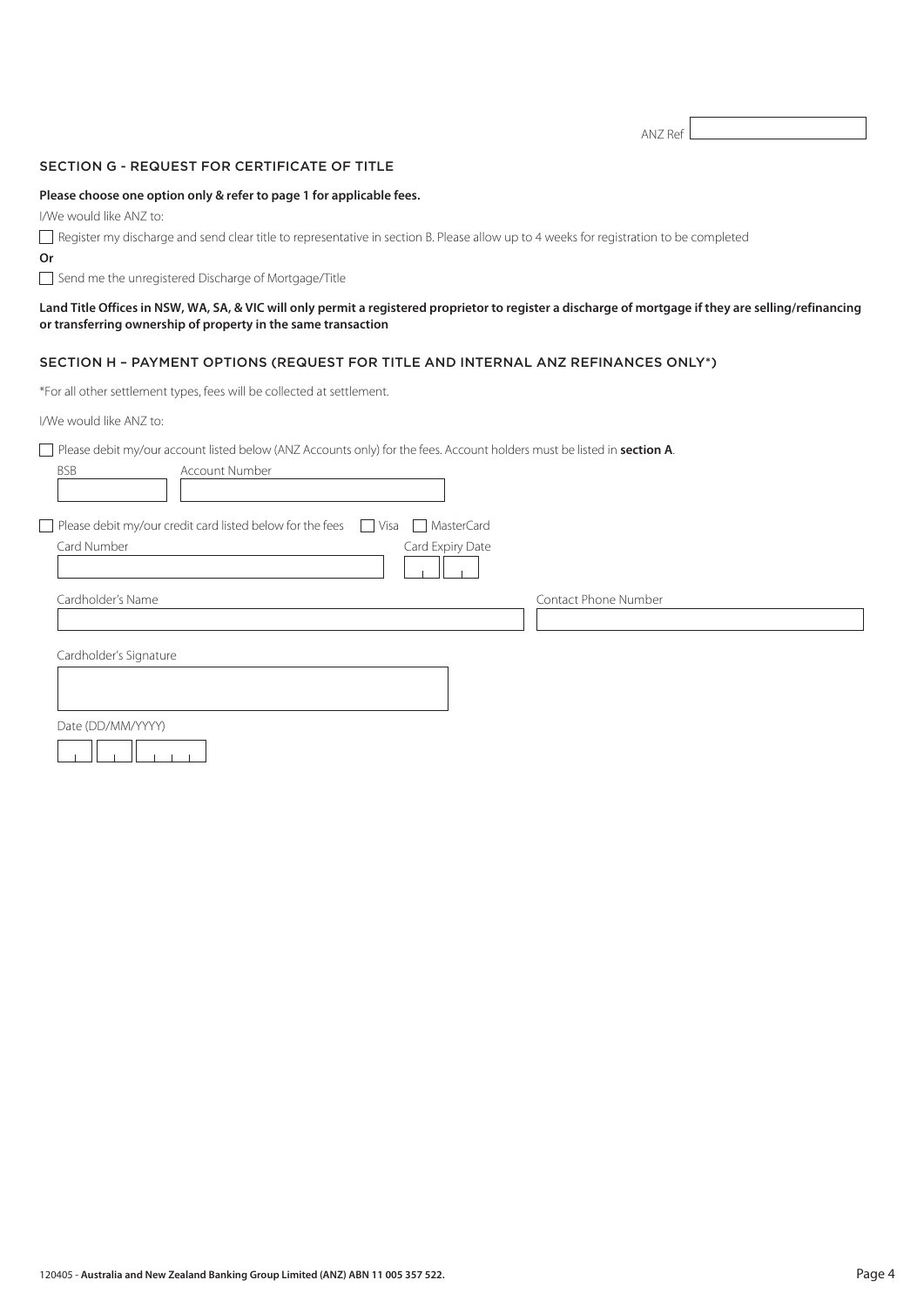ANZ Ref

## SECTION G - REQUEST FOR CERTIFICATE OF TITLE

**Please choose one option only & refer to page 1 for applicable fees.**

I/We would like ANZ to:

☐ Register my discharge and send clear title to representative in section B. Please allow up to 4 weeks for registration to be completed

**Or**

☐ Send me the unregistered Discharge of Mortgage/Title

**Land Title Offices in NSW, WA, SA, & VIC will only permit a registered proprietor to register a discharge of mortgage if they are selling/refinancing or transferring ownership of property in the same transaction**

## SECTION H – PAYMENT OPTIONS (REQUEST FOR TITLE AND INTERNAL ANZ REFINANCES ONLY*)

*For all other settlement types, fees will be collected at settlement.

I/We would like ANZ to:

☐ Please debit my/our account listed below (ANZ Accounts only) for the fees. Account holders must be listed in **section A**.

BSB

Account Number

☐ Please debit my/our credit card listed below for the fees ☐ Visa ☐ MasterCard

Card Number

Card Expiry Date

Cardholder's Name

Contact Phone Number

Cardholder's Signature

Date (DD/MM/YYYY)

120405 - **Australia and New Zealand Banking Group Limited (ANZ) ABN 11 005 357 522.**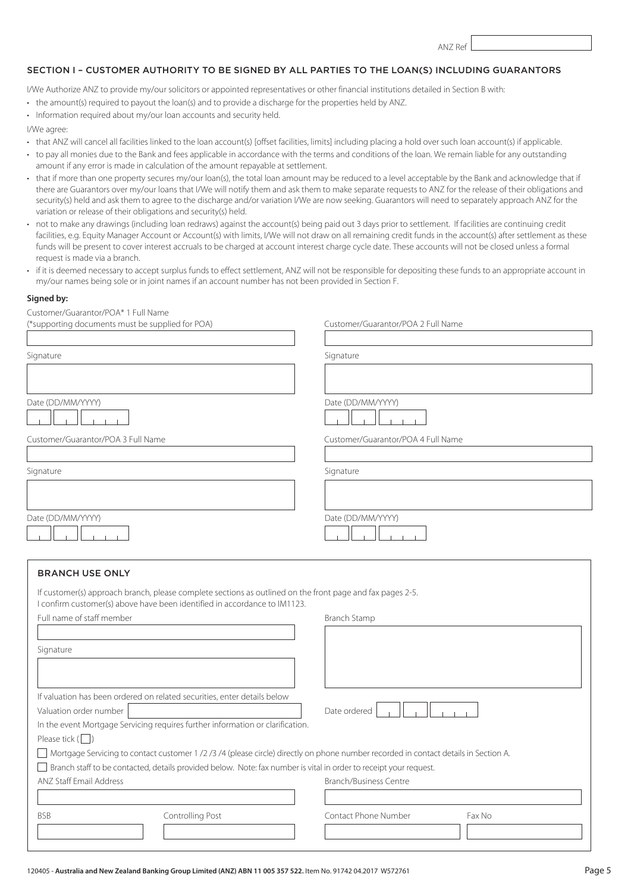ANZ Ref

## SECTION I – CUSTOMER AUTHORITY TO BE SIGNED BY ALL PARTIES TO THE LOAN(S) INCLUDING GUARANTORS

I/We Authorize ANZ to provide my/our solicitors or appointed representatives or other financial institutions detailed in Section B with:

- the amount(s) required to payout the loan(s) and to provide a discharge for the properties held by ANZ.
- Information required about my/our loan accounts and security held.

I/We agree:

- that ANZ will cancel all facilities linked to the loan account(s) [offset facilities, limits] including placing a hold over such loan account(s) if applicable.
- to pay all monies due to the Bank and fees applicable in accordance with the terms and conditions of the loan. We remain liable for any outstanding amount if any error is made in calculation of the amount repayable at settlement.
- that if more than one property secures my/our loan(s), the total loan amount may be reduced to a level acceptable by the Bank and acknowledge that if there are Guarantors over my/our loans that I/We will notify them and ask them to make separate requests to ANZ for the release of their obligations and security(s) held and ask them to agree to the discharge and/or variation I/We are now seeking. Guarantors will need to separately approach ANZ for the variation or release of their obligations and security(s) held.
- not to make any drawings (including loan redraws) against the account(s) being paid out 3 days prior to settlement. If facilities are continuing credit facilities, e.g. Equity Manager Account or Account(s) with limits, I/We will not draw on all remaining credit funds in the account(s) after settlement as these funds will be present to cover interest accruals to be charged at account interest charge cycle date. These accounts will not be closed unless a formal request is made via a branch.
- if it is deemed necessary to accept surplus funds to effect settlement, ANZ will not be responsible for depositing these funds to an appropriate account in my/our names being sole or in joint names if an account number has not been provided in Section F.

**Signed by:**

Customer/Guarantor/POA* 1 Full Name
(*supporting documents must be supplied for POA)

Signature

Date (DD/MM/YYYY)

Customer/Guarantor/POA 2 Full Name

Signature

Date (DD/MM/YYYY)

Customer/Guarantor/POA 3 Full Name

Signature

Date (DD/MM/YYYY)

Customer/Guarantor/POA 4 Full Name

Signature

Date (DD/MM/YYYY)

### BRANCH USE ONLY

If customer(s) approach branch, please complete sections as outlined on the front page and fax pages 2-5.
I confirm customer(s) above have been identified in accordance to IM1123.

Full name of staff member

Signature

Branch Stamp

If valuation has been ordered on related securities, enter details below

Valuation order number

Date ordered

In the event Mortgage Servicing requires further information or clarification.

Please tick ( ☐ )

☐ Mortgage Servicing to contact customer 1 /2 /3 /4 (please circle) directly on phone number recorded in contact details in Section A.

☐ Branch staff to be contacted, details provided below. Note: fax number is vital in order to receipt your request.

ANZ Staff Email Address

Branch/Business Centre

BSB

Controlling Post

Contact Phone Number

Fax No

120405 - **Australia and New Zealand Banking Group Limited (ANZ) ABN 11 005 357 522.** Item No. 91742 04.2017 W572761